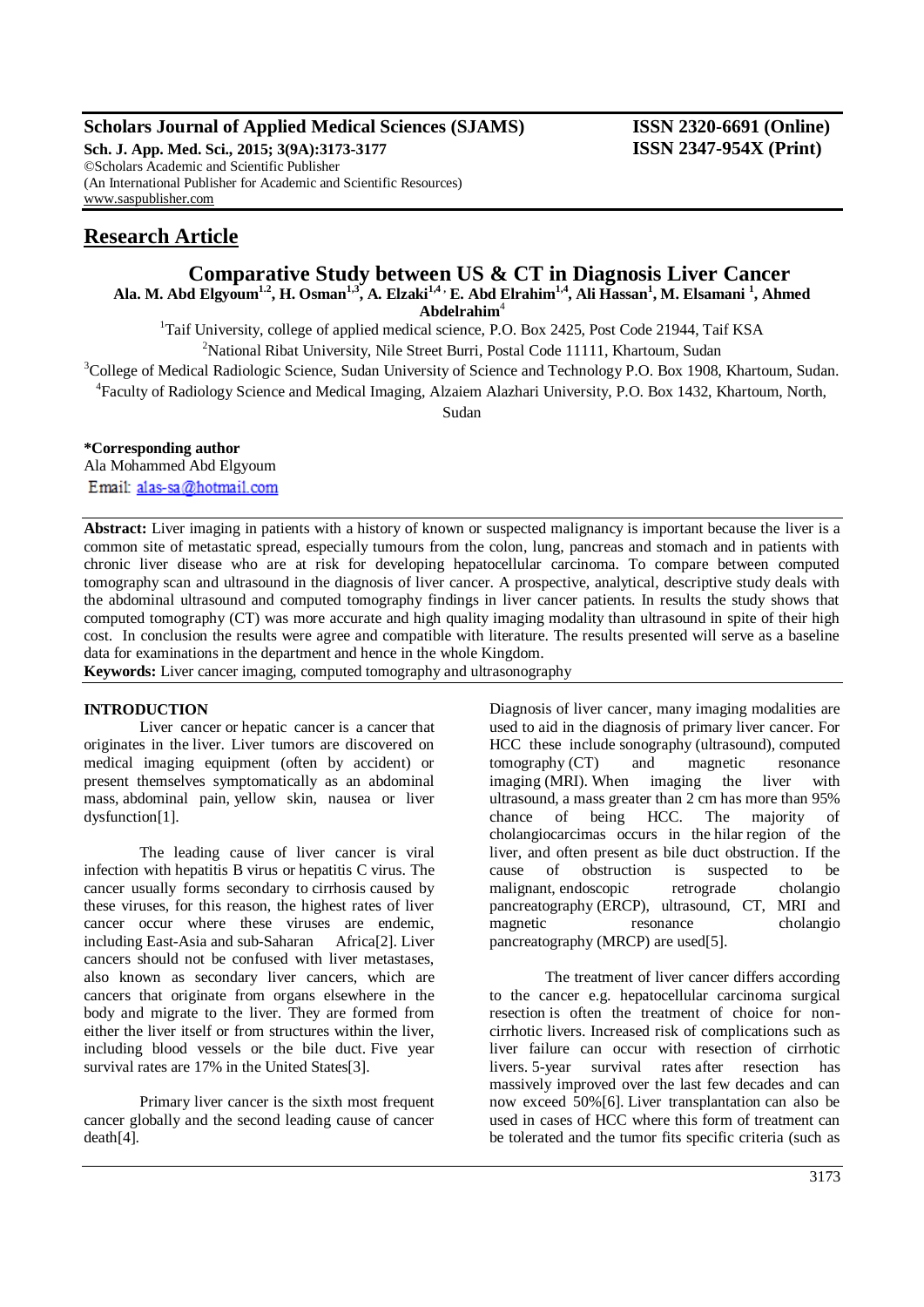**Scholars Journal of Applied Medical Sciences (SJAMS)** **ISSN 2320-6691 (Online)**
**Sch. J. App. Med. Sci., 2015; 3(9A):3173-3177** **ISSN 2347-954X (Print)**
©Scholars Academic and Scientific Publisher
(An International Publisher for Academic and Scientific Resources)
www.saspublisher.com

## Research Article

# Comparative Study between US & CT in Diagnosis Liver Cancer

**Ala. M. Abd Elgyoum[1,2], H. Osman[1,3], A. Elzaki[1,4], E. Abd Elrahim[1,4], Ali Hassan[1], M. Elsamani [1], Ahmed Abdelrahim[4]**

[1]Taif University, college of applied medical science, P.O. Box 2425, Post Code 21944, Taif KSA
[2]National Ribat University, Nile Street Burri, Postal Code 11111, Khartoum, Sudan
[3]College of Medical Radiologic Science, Sudan University of Science and Technology P.O. Box 1908, Khartoum, Sudan.
[4]Faculty of Radiology Science and Medical Imaging, Alzaiem Alazhari University, P.O. Box 1432, Khartoum, North, Sudan

**\*Corresponding author**
Ala Mohammed Abd Elgyoum
Email: alas-sa@hotmail.com

**Abstract:** Liver imaging in patients with a history of known or suspected malignancy is important because the liver is a common site of metastatic spread, especially tumours from the colon, lung, pancreas and stomach and in patients with chronic liver disease who are at risk for developing hepatocellular carcinoma. To compare between computed tomography scan and ultrasound in the diagnosis of liver cancer. A prospective, analytical, descriptive study deals with the abdominal ultrasound and computed tomography findings in liver cancer patients. In results the study shows that computed tomography (CT) was more accurate and high quality imaging modality than ultrasound in spite of their high cost. In conclusion the results were agree and compatible with literature. The results presented will serve as a baseline data for examinations in the department and hence in the whole Kingdom.

**Keywords:** Liver cancer imaging, computed tomography and ultrasonography

## INTRODUCTION

Liver cancer or hepatic cancer is a cancer that originates in the liver. Liver tumors are discovered on medical imaging equipment (often by accident) or present themselves symptomatically as an abdominal mass, abdominal pain, yellow skin, nausea or liver dysfunction[1].

The leading cause of liver cancer is viral infection with hepatitis B virus or hepatitis C virus. The cancer usually forms secondary to cirrhosis caused by these viruses, for this reason, the highest rates of liver cancer occur where these viruses are endemic, including East-Asia and sub-Saharan Africa[2]. Liver cancers should not be confused with liver metastases, also known as secondary liver cancers, which are cancers that originate from organs elsewhere in the body and migrate to the liver. They are formed from either the liver itself or from structures within the liver, including blood vessels or the bile duct. Five year survival rates are 17% in the United States[3].

Primary liver cancer is the sixth most frequent cancer globally and the second leading cause of cancer death[4].

Diagnosis of liver cancer, many imaging modalities are used to aid in the diagnosis of primary liver cancer. For HCC these include sonography (ultrasound), computed tomography (CT) and magnetic resonance imaging (MRI). When imaging the liver with ultrasound, a mass greater than 2 cm has more than 95% chance of being HCC. The majority of cholangiocarcimas occurs in the hilar region of the liver, and often present as bile duct obstruction. If the cause of obstruction is suspected to be malignant, endoscopic retrograde cholangio pancreatography (ERCP), ultrasound, CT, MRI and magnetic resonance cholangio pancreatography (MRCP) are used[5].

The treatment of liver cancer differs according to the cancer e.g. hepatocellular carcinoma surgical resection is often the treatment of choice for non-cirrhotic livers. Increased risk of complications such as liver failure can occur with resection of cirrhotic livers. 5-year survival rates after resection has massively improved over the last few decades and can now exceed 50%[6]. Liver transplantation can also be used in cases of HCC where this form of treatment can be tolerated and the tumor fits specific criteria (such as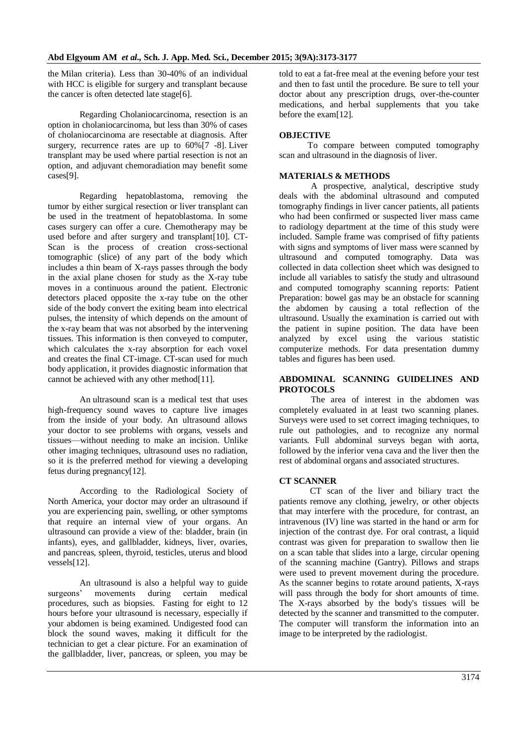the Milan criteria). Less than 30-40% of an individual with HCC is eligible for surgery and transplant because the cancer is often detected late stage[6].

Regarding Cholaniocarcinoma, resection is an option in cholaniocarcinoma, but less than 30% of cases of cholaniocarcinoma are resectable at diagnosis. After surgery, recurrence rates are up to 60%[7 -8]. Liver transplant may be used where partial resection is not an option, and adjuvant chemoradiation may benefit some cases[9].

Regarding hepatoblastoma, removing the tumor by either surgical resection or liver transplant can be used in the treatment of hepatoblastoma. In some cases surgery can offer a cure. Chemotherapy may be used before and after surgery and transplant[10]. CT-Scan is the process of creation cross-sectional tomographic (slice) of any part of the body which includes a thin beam of X-rays passes through the body in the axial plane chosen for study as the X-ray tube moves in a continuous around the patient. Electronic detectors placed opposite the x-ray tube on the other side of the body convert the exiting beam into electrical pulses, the intensity of which depends on the amount of the x-ray beam that was not absorbed by the intervening tissues. This information is then conveyed to computer, which calculates the x-ray absorption for each voxel and creates the final CT-image. CT-scan used for much body application, it provides diagnostic information that cannot be achieved with any other method[11].

An ultrasound scan is a medical test that uses high-frequency sound waves to capture live images from the inside of your body. An ultrasound allows your doctor to see problems with organs, vessels and tissues—without needing to make an incision. Unlike other imaging techniques, ultrasound uses no radiation, so it is the preferred method for viewing a developing fetus during pregnancy[12].

According to the Radiological Society of North America, your doctor may order an ultrasound if you are experiencing pain, swelling, or other symptoms that require an internal view of your organs. An ultrasound can provide a view of the: bladder, brain (in infants), eyes, and gallbladder, kidneys, liver, ovaries, and pancreas, spleen, thyroid, testicles, uterus and blood vessels[12].

An ultrasound is also a helpful way to guide surgeons' movements during certain medical procedures, such as biopsies. Fasting for eight to 12 hours before your ultrasound is necessary, especially if your abdomen is being examined. Undigested food can block the sound waves, making it difficult for the technician to get a clear picture. For an examination of the gallbladder, liver, pancreas, or spleen, you may be told to eat a fat-free meal at the evening before your test and then to fast until the procedure. Be sure to tell your doctor about any prescription drugs, over-the-counter medications, and herbal supplements that you take before the exam[12].

## OBJECTIVE

To compare between computed tomography scan and ultrasound in the diagnosis of liver.

## MATERIALS & METHODS

A prospective, analytical, descriptive study deals with the abdominal ultrasound and computed tomography findings in liver cancer patients, all patients who had been confirmed or suspected liver mass came to radiology department at the time of this study were included. Sample frame was comprised of fifty patients with signs and symptoms of liver mass were scanned by ultrasound and computed tomography. Data was collected in data collection sheet which was designed to include all variables to satisfy the study and ultrasound and computed tomography scanning reports: Patient Preparation: bowel gas may be an obstacle for scanning the abdomen by causing a total reflection of the ultrasound. Usually the examination is carried out with the patient in supine position. The data have been analyzed by excel using the various statistic computerize methods. For data presentation dummy tables and figures has been used.

## ABDOMINAL SCANNING GUIDELINES AND PROTOCOLS

The area of interest in the abdomen was completely evaluated in at least two scanning planes. Surveys were used to set correct imaging techniques, to rule out pathologies, and to recognize any normal variants. Full abdominal surveys began with aorta, followed by the inferior vena cava and the liver then the rest of abdominal organs and associated structures.

## CT SCANNER

CT scan of the liver and biliary tract the patients remove any clothing, jewelry, or other objects that may interfere with the procedure, for contrast, an intravenous (IV) line was started in the hand or arm for injection of the contrast dye. For oral contrast, a liquid contrast was given for preparation to swallow then lie on a scan table that slides into a large, circular opening of the scanning machine (Gantry). Pillows and straps were used to prevent movement during the procedure. As the scanner begins to rotate around patients, X-rays will pass through the body for short amounts of time. The X-rays absorbed by the body's tissues will be detected by the scanner and transmitted to the computer. The computer will transform the information into an image to be interpreted by the radiologist.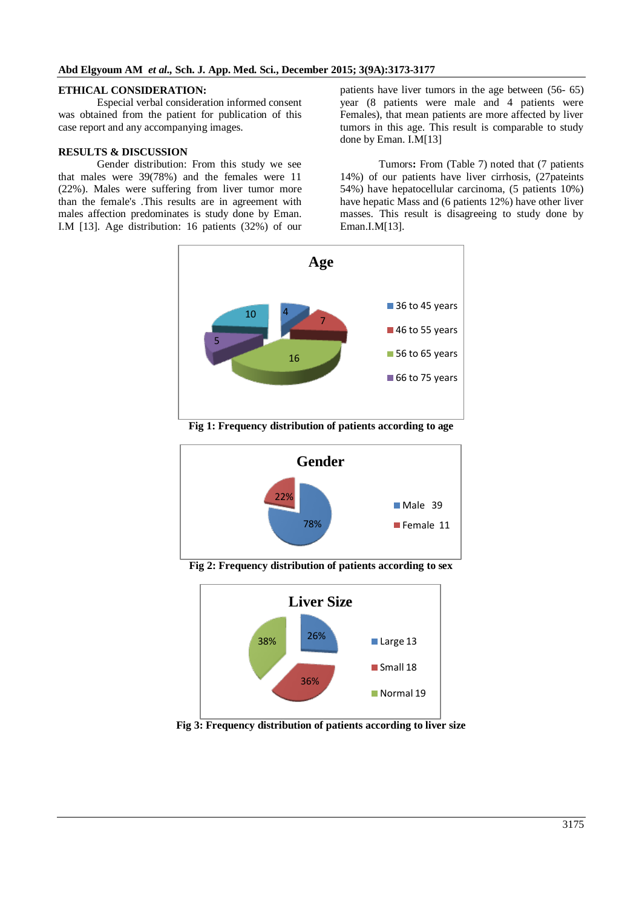**ETHICAL CONSIDERATION:**

Especial verbal consideration informed consent was obtained from the patient for publication of this case report and any accompanying images.

**RESULTS & DISCUSSION**

Gender distribution: From this study we see that males were 39(78%) and the females were 11 (22%). Males were suffering from liver tumor more than the female's .This results are in agreement with males affection predominates is study done by Eman. I.M [13]. Age distribution: 16 patients (32%) of our patients have liver tumors in the age between (56- 65) year (8 patients were male and 4 patients were Females), that mean patients are more affected by liver tumors in this age. This result is comparable to study done by Eman. I.M[13]

Tumors**:** From (Table 7) noted that (7 patients 14%) of our patients have liver cirrhosis, (27pateints 54%) have hepatocellular carcinoma, (5 patients 10%) have hepatic Mass and (6 patients 12%) have other liver masses. This result is disagreeing to study done by Eman.I.M[13].

**Fig 1: Frequency distribution of patients according to age**

**Fig 2: Frequency distribution of patients according to sex**

**Fig 3: Frequency distribution of patients according to liver size**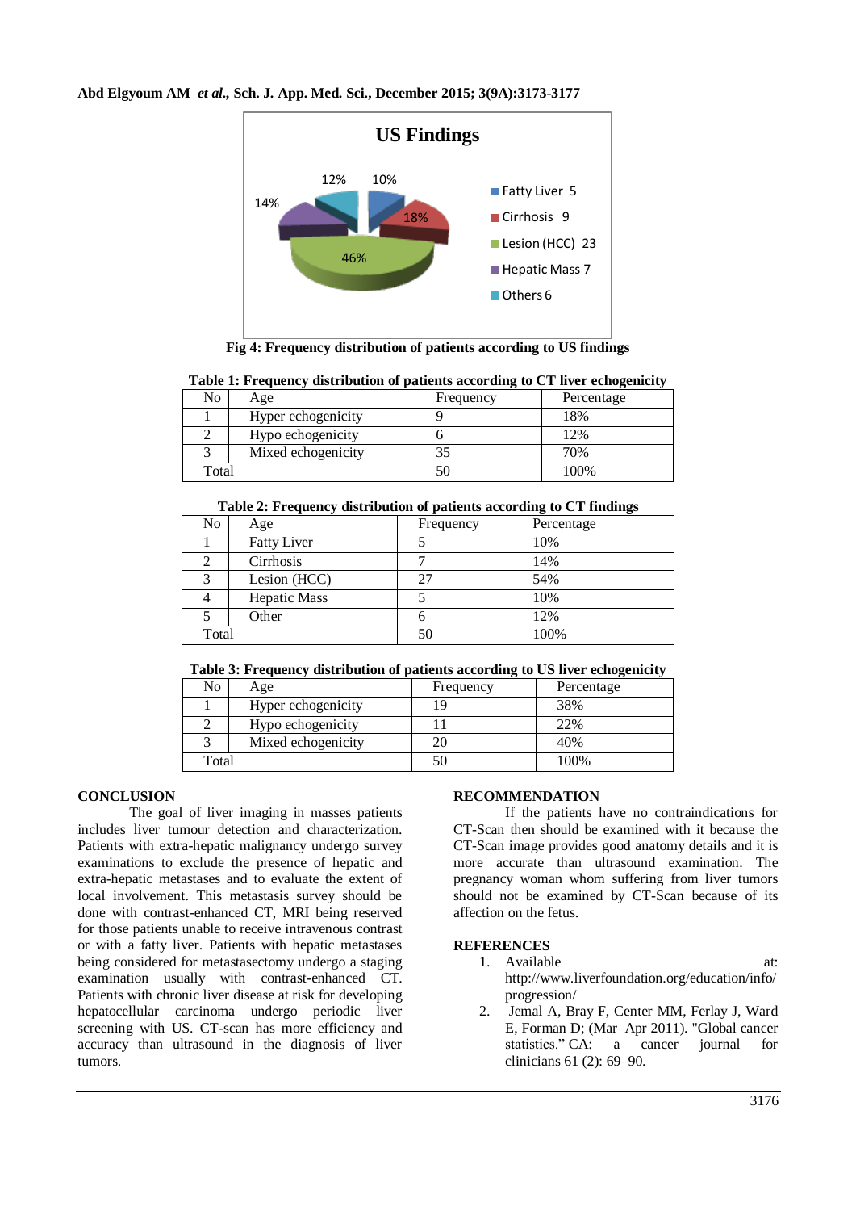**US Findings**

- Fatty Liver 5 — 10%
- Cirrhosis 9 — 18%
- Lesion (HCC) 23 — 46%
- Hepatic Mass 7 — 14%
- Others 6 — 12%

**Fig 4: Frequency distribution of patients according to US findings**

**Table 1: Frequency distribution of patients according to CT liver echogenicity**

| No | Age | Frequency | Percentage |
|---|---|---|---|
| 1 | Hyper echogenicity | 9 | 18% |
| 2 | Hypo echogenicity | 6 | 12% |
| 3 | Mixed echogenicity | 35 | 70% |
| Total | | 50 | 100% |

**Table 2: Frequency distribution of patients according to CT findings**

| No | Age | Frequency | Percentage |
|---|---|---|---|
| 1 | Fatty Liver | 5 | 10% |
| 2 | Cirrhosis | 7 | 14% |
| 3 | Lesion (HCC) | 27 | 54% |
| 4 | Hepatic Mass | 5 | 10% |
| 5 | Other | 6 | 12% |
| Total | | 50 | 100% |

**Table 3: Frequency distribution of patients according to US liver echogenicity**

| No | Age | Frequency | Percentage |
|---|---|---|---|
| 1 | Hyper echogenicity | 19 | 38% |
| 2 | Hypo echogenicity | 11 | 22% |
| 3 | Mixed echogenicity | 20 | 40% |
| Total | | 50 | 100% |

## CONCLUSION

The goal of liver imaging in masses patients includes liver tumour detection and characterization. Patients with extra-hepatic malignancy undergo survey examinations to exclude the presence of hepatic and extra-hepatic metastases and to evaluate the extent of local involvement. This metastasis survey should be done with contrast-enhanced CT, MRI being reserved for those patients unable to receive intravenous contrast or with a fatty liver. Patients with hepatic metastases being considered for metastasectomy undergo a staging examination usually with contrast-enhanced CT. Patients with chronic liver disease at risk for developing hepatocellular carcinoma undergo periodic liver screening with US. CT-scan has more efficiency and accuracy than ultrasound in the diagnosis of liver tumors.

## RECOMMENDATION

If the patients have no contraindications for CT-Scan then should be examined with it because the CT-Scan image provides good anatomy details and it is more accurate than ultrasound examination. The pregnancy woman whom suffering from liver tumors should not be examined by CT-Scan because of its affection on the fetus.

## REFERENCES

1. Available at: http://www.liverfoundation.org/education/info/progression/
2. Jemal A, Bray F, Center MM, Ferlay J, Ward E, Forman D; (Mar–Apr 2011). "Global cancer statistics." CA: a cancer journal for clinicians 61 (2): 69–90.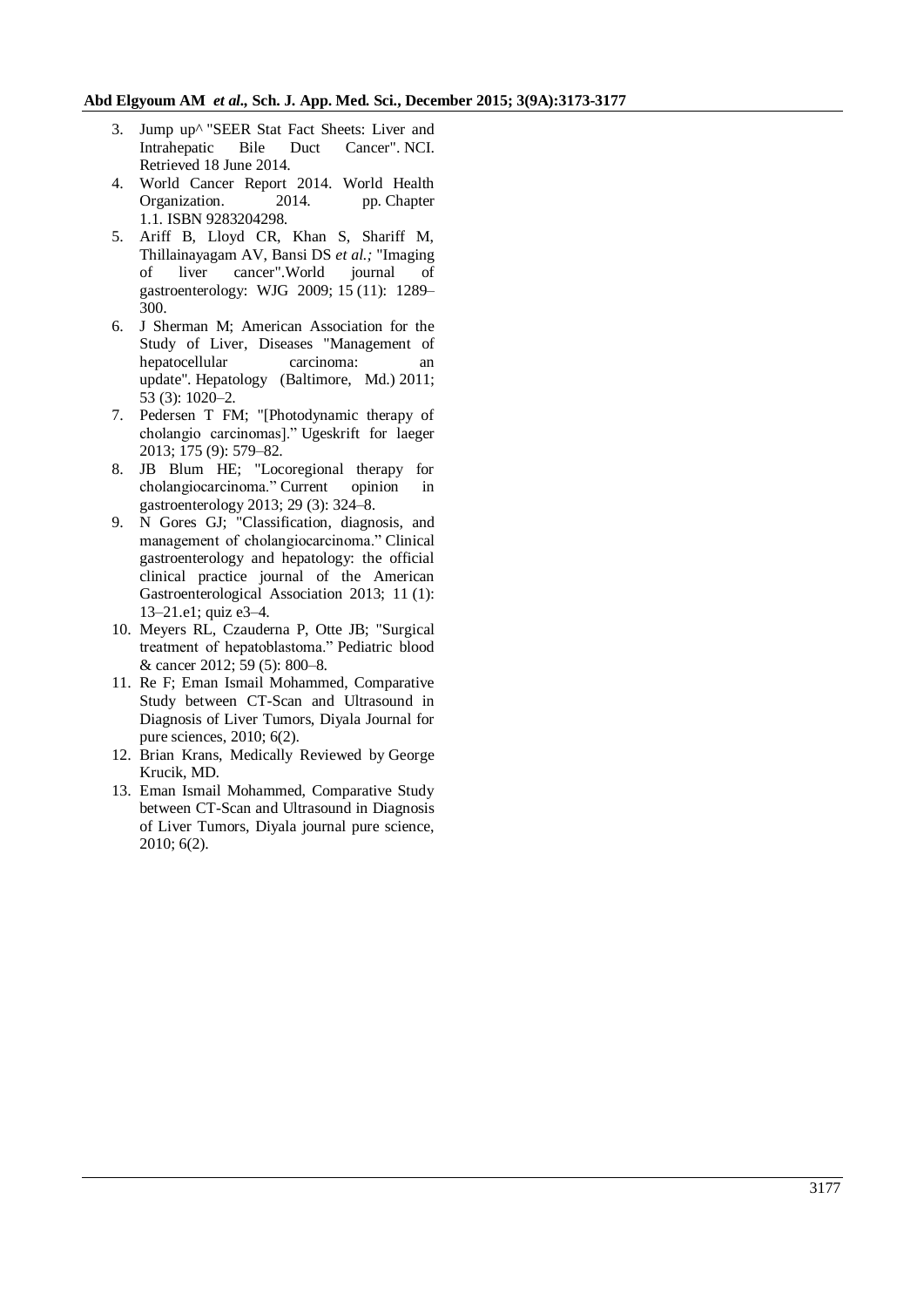3. Jump up^ "SEER Stat Fact Sheets: Liver and Intrahepatic Bile Duct Cancer". NCI. Retrieved 18 June 2014.
4. World Cancer Report 2014. World Health Organization. 2014. pp. Chapter 1.1. ISBN 9283204298.
5. Ariff B, Lloyd CR, Khan S, Shariff M, Thillainayagam AV, Bansi DS *et al.;* "Imaging of liver cancer".World journal of gastroenterology: WJG 2009; 15 (11): 1289–300.
6. J Sherman M; American Association for the Study of Liver, Diseases "Management of hepatocellular carcinoma: an update". Hepatology (Baltimore, Md.) 2011; 53 (3): 1020–2.
7. Pedersen T FM; "[Photodynamic therapy of cholangio carcinomas]." Ugeskrift for laeger 2013; 175 (9): 579–82.
8. JB Blum HE; "Locoregional therapy for cholangiocarcinoma." Current opinion in gastroenterology 2013; 29 (3): 324–8.
9. N Gores GJ; "Classification, diagnosis, and management of cholangiocarcinoma." Clinical gastroenterology and hepatology: the official clinical practice journal of the American Gastroenterological Association 2013; 11 (1): 13–21.e1; quiz e3–4.
10. Meyers RL, Czauderna P, Otte JB; "Surgical treatment of hepatoblastoma." Pediatric blood & cancer 2012; 59 (5): 800–8.
11. Re F; Eman Ismail Mohammed, Comparative Study between CT-Scan and Ultrasound in Diagnosis of Liver Tumors, Diyala Journal for pure sciences, 2010; 6(2).
12. Brian Krans, Medically Reviewed by George Krucik, MD.
13. Eman Ismail Mohammed, Comparative Study between CT-Scan and Ultrasound in Diagnosis of Liver Tumors, Diyala journal pure science, 2010; 6(2).